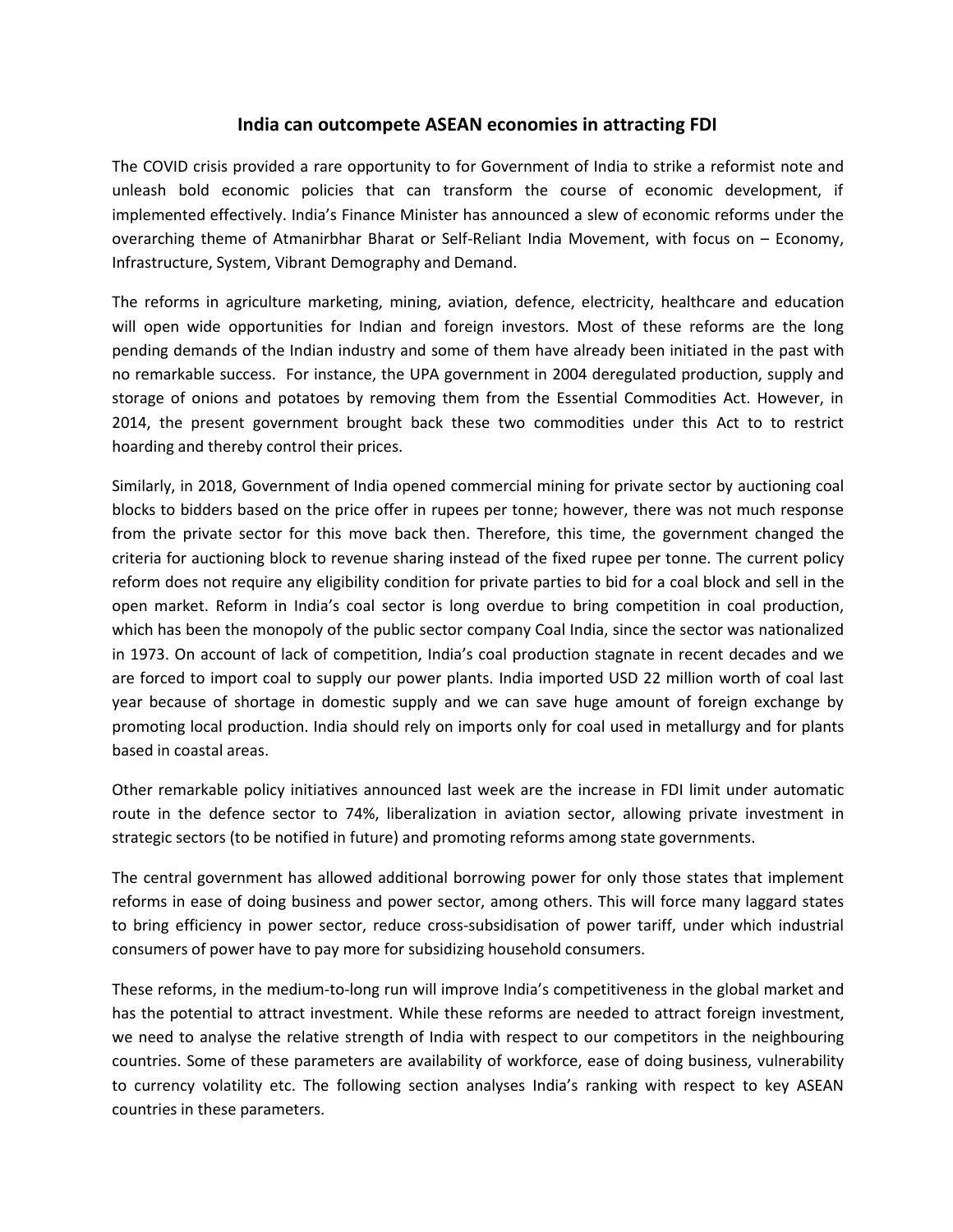# India can outcompete ASEAN economies in attracting FDI

The COVID crisis provided a rare opportunity to for Government of India to strike a reformist note and unleash bold economic policies that can transform the course of economic development, if implemented effectively. India's Finance Minister has announced a slew of economic reforms under the overarching theme of Atmanirbhar Bharat or Self-Reliant India Movement, with focus on – Economy, Infrastructure, System, Vibrant Demography and Demand.

The reforms in agriculture marketing, mining, aviation, defence, electricity, healthcare and education will open wide opportunities for Indian and foreign investors. Most of these reforms are the long pending demands of the Indian industry and some of them have already been initiated in the past with no remarkable success. For instance, the UPA government in 2004 deregulated production, supply and storage of onions and potatoes by removing them from the Essential Commodities Act. However, in 2014, the present government brought back these two commodities under this Act to to restrict hoarding and thereby control their prices.

Similarly, in 2018, Government of India opened commercial mining for private sector by auctioning coal blocks to bidders based on the price offer in rupees per tonne; however, there was not much response from the private sector for this move back then. Therefore, this time, the government changed the criteria for auctioning block to revenue sharing instead of the fixed rupee per tonne. The current policy reform does not require any eligibility condition for private parties to bid for a coal block and sell in the open market. Reform in India's coal sector is long overdue to bring competition in coal production, which has been the monopoly of the public sector company Coal India, since the sector was nationalized in 1973. On account of lack of competition, India's coal production stagnate in recent decades and we are forced to import coal to supply our power plants. India imported USD 22 million worth of coal last year because of shortage in domestic supply and we can save huge amount of foreign exchange by promoting local production. India should rely on imports only for coal used in metallurgy and for plants based in coastal areas.

Other remarkable policy initiatives announced last week are the increase in FDI limit under automatic route in the defence sector to 74%, liberalization in aviation sector, allowing private investment in strategic sectors (to be notified in future) and promoting reforms among state governments.

The central government has allowed additional borrowing power for only those states that implement reforms in ease of doing business and power sector, among others. This will force many laggard states to bring efficiency in power sector, reduce cross-subsidisation of power tariff, under which industrial consumers of power have to pay more for subsidizing household consumers.

These reforms, in the medium-to-long run will improve India's competitiveness in the global market and has the potential to attract investment. While these reforms are needed to attract foreign investment, we need to analyse the relative strength of India with respect to our competitors in the neighbouring countries. Some of these parameters are availability of workforce, ease of doing business, vulnerability to currency volatility etc. The following section analyses India's ranking with respect to key ASEAN countries in these parameters.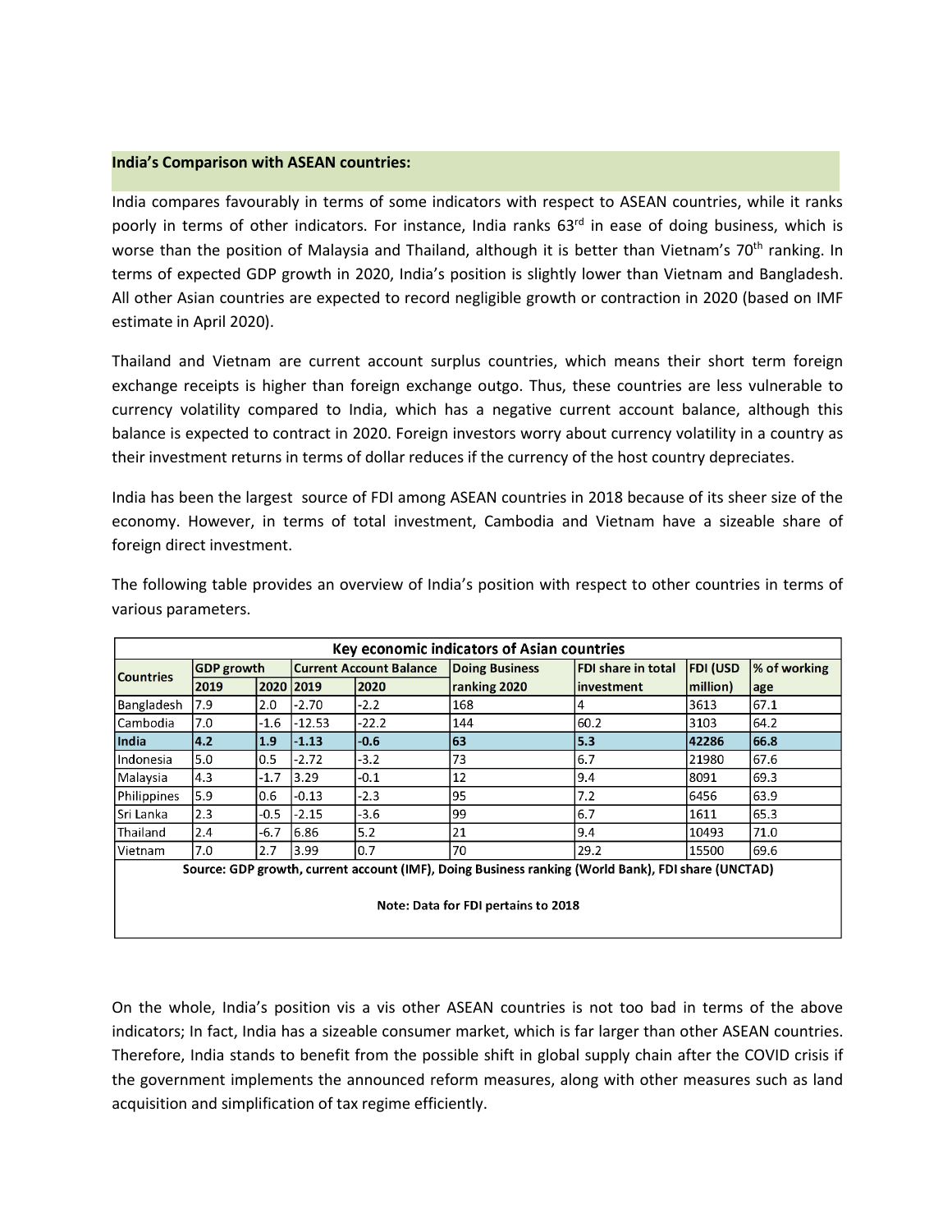## India's Comparison with ASEAN countries:

India compares favourably in terms of some indicators with respect to ASEAN countries, while it ranks poorly in terms of other indicators. For instance, India ranks 63rd in ease of doing business, which is worse than the position of Malaysia and Thailand, although it is better than Vietnam's 70th ranking. In terms of expected GDP growth in 2020, India's position is slightly lower than Vietnam and Bangladesh. All other Asian countries are expected to record negligible growth or contraction in 2020 (based on IMF estimate in April 2020).

Thailand and Vietnam are current account surplus countries, which means their short term foreign exchange receipts is higher than foreign exchange outgo. Thus, these countries are less vulnerable to currency volatility compared to India, which has a negative current account balance, although this balance is expected to contract in 2020. Foreign investors worry about currency volatility in a country as their investment returns in terms of dollar reduces if the currency of the host country depreciates.

India has been the largest source of FDI among ASEAN countries in 2018 because of its sheer size of the economy. However, in terms of total investment, Cambodia and Vietnam have a sizeable share of foreign direct investment.

The following table provides an overview of India's position with respect to other countries in terms of various parameters.

**Key economic indicators of Asian countries**

| Countries | GDP growth | | Current Account Balance | | Doing Business | FDI share in total | FDI (USD | % of working |
|---|---|---|---|---|---|---|---|---|
| | 2019 | 2020 | 2019 | 2020 | ranking 2020 | investment | million) | age |
| Bangladesh | 7.9 | 2.0 | -2.70 | -2.2 | 168 | 4 | 3613 | 67.1 |
| Cambodia | 7.0 | -1.6 | -12.53 | -22.2 | 144 | 60.2 | 3103 | 64.2 |
| **India** | **4.2** | **1.9** | **-1.13** | **-0.6** | **63** | **5.3** | **42286** | **66.8** |
| Indonesia | 5.0 | 0.5 | -2.72 | -3.2 | 73 | 6.7 | 21980 | 67.6 |
| Malaysia | 4.3 | -1.7 | 3.29 | -0.1 | 12 | 9.4 | 8091 | 69.3 |
| Philippines | 5.9 | 0.6 | -0.13 | -2.3 | 95 | 7.2 | 6456 | 63.9 |
| Sri Lanka | 2.3 | -0.5 | -2.15 | -3.6 | 99 | 6.7 | 1611 | 65.3 |
| Thailand | 2.4 | -6.7 | 6.86 | 5.2 | 21 | 9.4 | 10493 | 71.0 |
| Vietnam | 7.0 | 2.7 | 3.99 | 0.7 | 70 | 29.2 | 15500 | 69.6 |

**Source: GDP growth, current account (IMF), Doing Business ranking (World Bank), FDI share (UNCTAD)**

**Note: Data for FDI pertains to 2018**

On the whole, India's position vis a vis other ASEAN countries is not too bad in terms of the above indicators; In fact, India has a sizeable consumer market, which is far larger than other ASEAN countries. Therefore, India stands to benefit from the possible shift in global supply chain after the COVID crisis if the government implements the announced reform measures, along with other measures such as land acquisition and simplification of tax regime efficiently.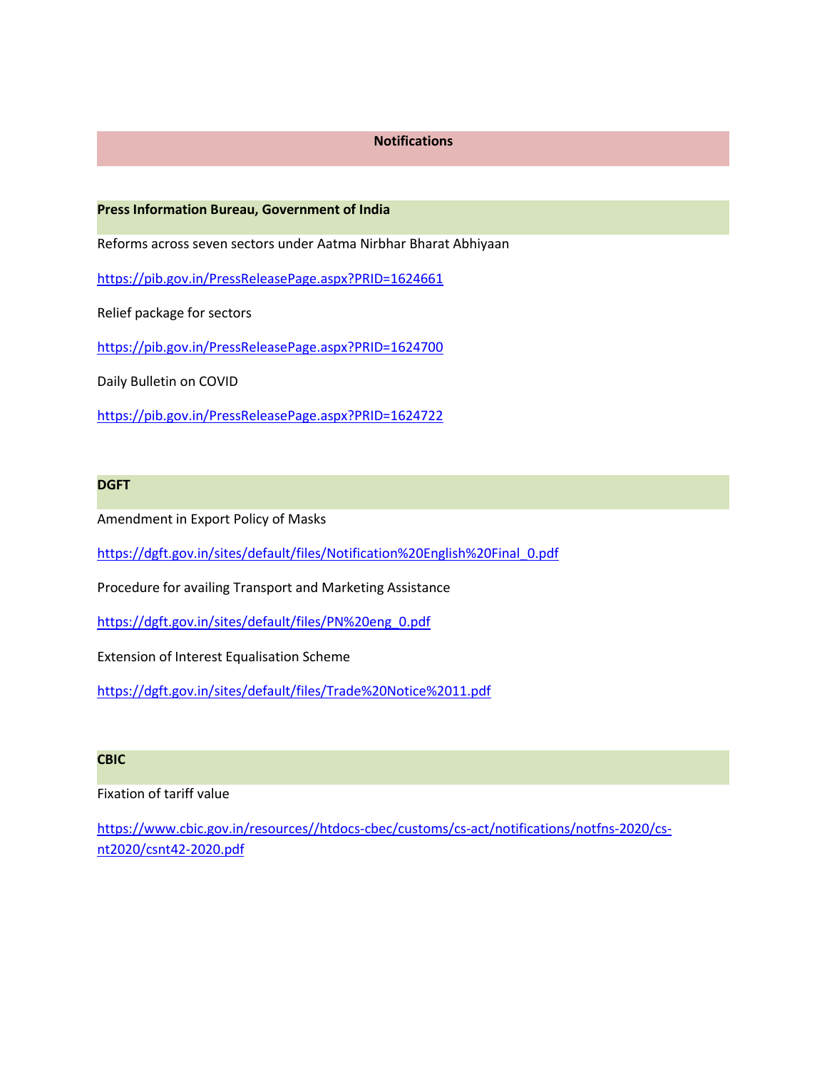## Notifications

### Press Information Bureau, Government of India

Reforms across seven sectors under Aatma Nirbhar Bharat Abhiyaan

https://pib.gov.in/PressReleasePage.aspx?PRID=1624661

Relief package for sectors

https://pib.gov.in/PressReleasePage.aspx?PRID=1624700

Daily Bulletin on COVID

https://pib.gov.in/PressReleasePage.aspx?PRID=1624722

### DGFT

Amendment in Export Policy of Masks

https://dgft.gov.in/sites/default/files/Notification%20English%20Final_0.pdf

Procedure for availing Transport and Marketing Assistance

https://dgft.gov.in/sites/default/files/PN%20eng_0.pdf

Extension of Interest Equalisation Scheme

https://dgft.gov.in/sites/default/files/Trade%20Notice%2011.pdf

### CBIC

Fixation of tariff value

https://www.cbic.gov.in/resources//htdocs-cbec/customs/cs-act/notifications/notfns-2020/cs-nt2020/csnt42-2020.pdf